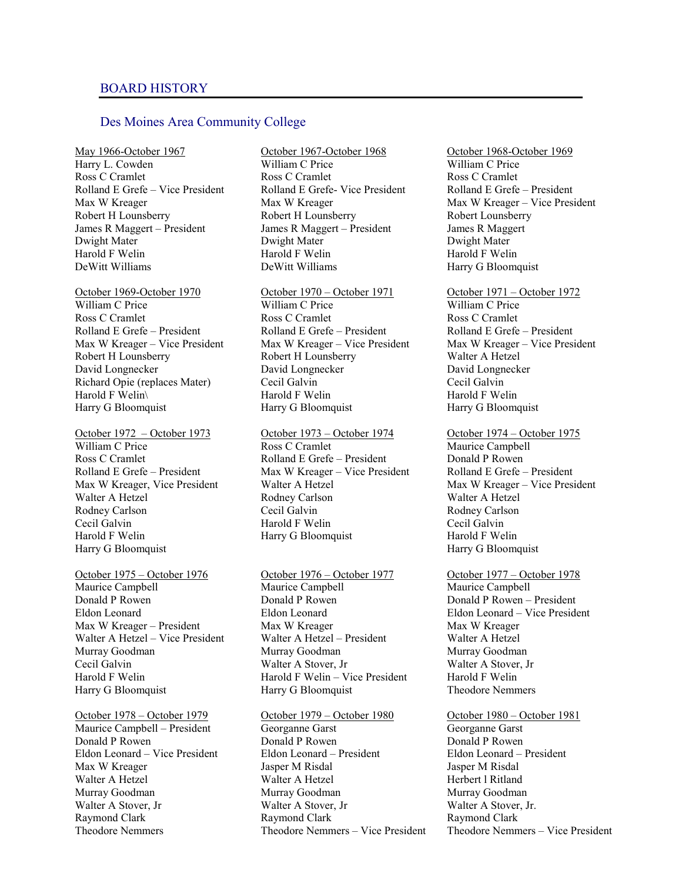## BOARD HISTORY

### Des Moines Area Community College

May 1966-October 1967
Harry L. Cowden
Ross C Cramlet
Rolland E Grefe – Vice President
Max W Kreager
Robert H Lounsberry
James R Maggert – President
Dwight Mater
Harold F Welin
DeWitt Williams

October 1967-October 1968
William C Price
Ross C Cramlet
Rolland E Grefe- Vice President
Max W Kreager
Robert H Lounsberry
James R Maggert – President
Dwight Mater
Harold F Welin
DeWitt Williams

October 1968-October 1969
William C Price
Ross C Cramlet
Rolland E Grefe – President
Max W Kreager – Vice President
Robert Lounsberry
James R Maggert
Dwight Mater
Harold F Welin
Harry G Bloomquist

October 1969-October 1970
William C Price
Ross C Cramlet
Rolland E Grefe – President
Max W Kreager – Vice President
Robert H Lounsberry
David Longnecker
Richard Opie (replaces Mater)
Harold F Welin\
Harry G Bloomquist

October 1970 – October 1971
William C Price
Ross C Cramlet
Rolland E Grefe – President
Max W Kreager – Vice President
Robert H Lounsberry
David Longnecker
Cecil Galvin
Harold F Welin
Harry G Bloomquist

October 1971 – October 1972
William C Price
Ross C Cramlet
Rolland E Grefe – President
Max W Kreager – Vice President
Walter A Hetzel
David Longnecker
Cecil Galvin
Harold F Welin
Harry G Bloomquist

October 1972 – October 1973
William C Price
Ross C Cramlet
Rolland E Grefe – President
Max W Kreager, Vice President
Walter A Hetzel
Rodney Carlson
Cecil Galvin
Harold F Welin
Harry G Bloomquist

October 1973 – October 1974
Ross C Cramlet
Rolland E Grefe – President
Max W Kreager – Vice President
Walter A Hetzel
Rodney Carlson
Cecil Galvin
Harold F Welin
Harry G Bloomquist

October 1974 – October 1975
Maurice Campbell
Donald P Rowen
Rolland E Grefe – President
Max W Kreager – Vice President
Walter A Hetzel
Rodney Carlson
Cecil Galvin
Harold F Welin
Harry G Bloomquist

October 1975 – October 1976
Maurice Campbell
Donald P Rowen
Eldon Leonard
Max W Kreager – President
Walter A Hetzel – Vice President
Murray Goodman
Cecil Galvin
Harold F Welin
Harry G Bloomquist

October 1976 – October 1977
Maurice Campbell
Donald P Rowen
Eldon Leonard
Max W Kreager
Walter A Hetzel – President
Murray Goodman
Walter A Stover, Jr
Harold F Welin – Vice President
Harry G Bloomquist

October 1977 – October 1978
Maurice Campbell
Donald P Rowen – President
Eldon Leonard – Vice President
Max W Kreager
Walter A Hetzel
Murray Goodman
Walter A Stover, Jr
Harold F Welin
Theodore Nemmers

October 1978 – October 1979
Maurice Campbell – President
Donald P Rowen
Eldon Leonard – Vice President
Max W Kreager
Walter A Hetzel
Murray Goodman
Walter A Stover, Jr
Raymond Clark
Theodore Nemmers

October 1979 – October 1980
Georganne Garst
Donald P Rowen
Eldon Leonard – President
Jasper M Risdal
Walter A Hetzel
Murray Goodman
Walter A Stover, Jr
Raymond Clark
Theodore Nemmers – Vice President

October 1980 – October 1981
Georganne Garst
Donald P Rowen
Eldon Leonard – President
Jasper M Risdal
Herbert l Ritland
Murray Goodman
Walter A Stover, Jr.
Raymond Clark
Theodore Nemmers – Vice President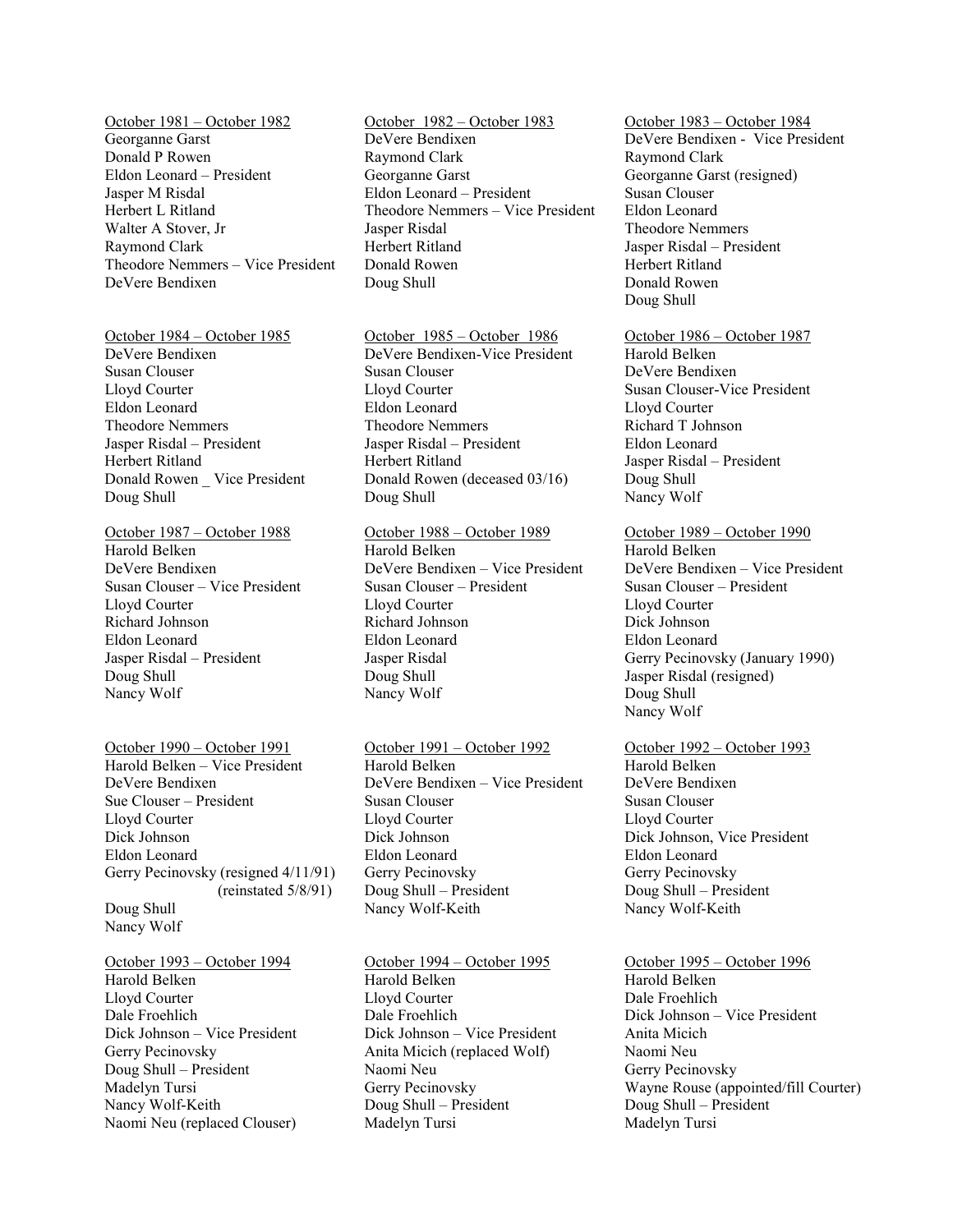October 1981 – October 1982
Georganne Garst
Donald P Rowen
Eldon Leonard – President
Jasper M Risdal
Herbert L Ritland
Walter A Stover, Jr
Raymond Clark
Theodore Nemmers – Vice President
DeVere Bendixen

October 1982 – October 1983
DeVere Bendixen
Raymond Clark
Georganne Garst
Eldon Leonard – President
Theodore Nemmers – Vice President
Jasper Risdal
Herbert Ritland
Donald Rowen
Doug Shull

October 1983 – October 1984
DeVere Bendixen - Vice President
Raymond Clark
Georganne Garst (resigned)
Susan Clouser
Eldon Leonard
Theodore Nemmers
Jasper Risdal – President
Herbert Ritland
Donald Rowen
Doug Shull

October 1984 – October 1985
DeVere Bendixen
Susan Clouser
Lloyd Courter
Eldon Leonard
Theodore Nemmers
Jasper Risdal – President
Herbert Ritland
Donald Rowen _ Vice President
Doug Shull

October 1985 – October 1986
DeVere Bendixen-Vice President
Susan Clouser
Lloyd Courter
Eldon Leonard
Theodore Nemmers
Jasper Risdal – President
Herbert Ritland
Donald Rowen (deceased 03/16)
Doug Shull

October 1986 – October 1987
Harold Belken
DeVere Bendixen
Susan Clouser-Vice President
Lloyd Courter
Richard T Johnson
Eldon Leonard
Jasper Risdal – President
Doug Shull
Nancy Wolf

October 1987 – October 1988
Harold Belken
DeVere Bendixen
Susan Clouser – Vice President
Lloyd Courter
Richard Johnson
Eldon Leonard
Jasper Risdal – President
Doug Shull
Nancy Wolf

October 1988 – October 1989
Harold Belken
DeVere Bendixen – Vice President
Susan Clouser – President
Lloyd Courter
Richard Johnson
Eldon Leonard
Jasper Risdal
Doug Shull
Nancy Wolf

October 1989 – October 1990
Harold Belken
DeVere Bendixen – Vice President
Susan Clouser – President
Lloyd Courter
Dick Johnson
Eldon Leonard
Gerry Pecinovsky (January 1990)
Jasper Risdal (resigned)
Doug Shull
Nancy Wolf

October 1990 – October 1991
Harold Belken – Vice President
DeVere Bendixen
Sue Clouser – President
Lloyd Courter
Dick Johnson
Eldon Leonard
Gerry Pecinovsky (resigned 4/11/91) (reinstated 5/8/91)
Doug Shull
Nancy Wolf

October 1991 – October 1992
Harold Belken
DeVere Bendixen – Vice President
Susan Clouser
Lloyd Courter
Dick Johnson
Eldon Leonard
Gerry Pecinovsky
Doug Shull – President
Nancy Wolf-Keith

October 1992 – October 1993
Harold Belken
DeVere Bendixen
Susan Clouser
Lloyd Courter
Dick Johnson, Vice President
Eldon Leonard
Gerry Pecinovsky
Doug Shull – President
Nancy Wolf-Keith

October 1993 – October 1994
Harold Belken
Lloyd Courter
Dale Froehlich
Dick Johnson – Vice President
Gerry Pecinovsky
Doug Shull – President
Madelyn Tursi
Nancy Wolf-Keith
Naomi Neu (replaced Clouser)

October 1994 – October 1995
Harold Belken
Lloyd Courter
Dale Froehlich
Dick Johnson – Vice President
Anita Micich (replaced Wolf)
Naomi Neu
Gerry Pecinovsky
Doug Shull – President
Madelyn Tursi

October 1995 – October 1996
Harold Belken
Dale Froehlich
Dick Johnson – Vice President
Anita Micich
Naomi Neu
Gerry Pecinovsky
Wayne Rouse (appointed/fill Courter)
Doug Shull – President
Madelyn Tursi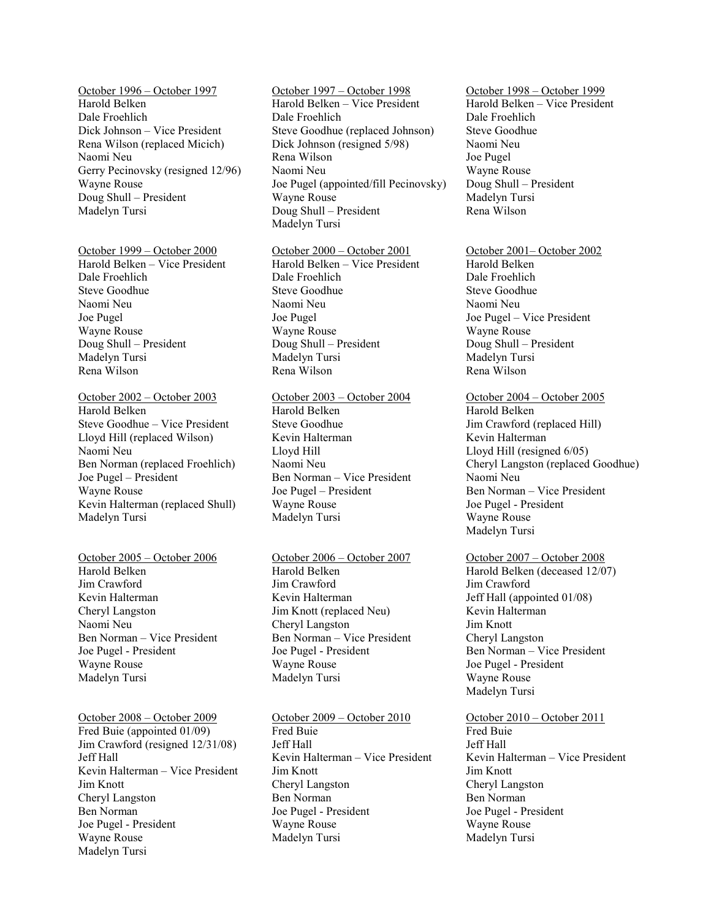October 1996 – October 1997
Harold Belken
Dale Froehlich
Dick Johnson – Vice President
Rena Wilson (replaced Micich)
Naomi Neu
Gerry Pecinovsky (resigned 12/96)
Wayne Rouse
Doug Shull – President
Madelyn Tursi

October 1997 – October 1998
Harold Belken – Vice President
Dale Froehlich
Steve Goodhue (replaced Johnson)
Dick Johnson (resigned 5/98)
Rena Wilson
Naomi Neu
Joe Pugel (appointed/fill Pecinovsky)
Wayne Rouse
Doug Shull – President
Madelyn Tursi

October 1998 – October 1999
Harold Belken – Vice President
Dale Froehlich
Steve Goodhue
Naomi Neu
Joe Pugel
Wayne Rouse
Doug Shull – President
Madelyn Tursi
Rena Wilson

October 1999 – October 2000
Harold Belken – Vice President
Dale Froehlich
Steve Goodhue
Naomi Neu
Joe Pugel
Wayne Rouse
Doug Shull – President
Madelyn Tursi
Rena Wilson

October 2000 – October 2001
Harold Belken – Vice President
Dale Froehlich
Steve Goodhue
Naomi Neu
Joe Pugel
Wayne Rouse
Doug Shull – President
Madelyn Tursi
Rena Wilson

October 2001– October 2002
Harold Belken
Dale Froehlich
Steve Goodhue
Naomi Neu
Joe Pugel – Vice President
Wayne Rouse
Doug Shull – President
Madelyn Tursi
Rena Wilson

October 2002 – October 2003
Harold Belken
Steve Goodhue – Vice President
Lloyd Hill (replaced Wilson)
Naomi Neu
Ben Norman (replaced Froehlich)
Joe Pugel – President
Wayne Rouse
Kevin Halterman (replaced Shull)
Madelyn Tursi

October 2003 – October 2004
Harold Belken
Steve Goodhue
Kevin Halterman
Lloyd Hill
Naomi Neu
Ben Norman – Vice President
Joe Pugel – President
Wayne Rouse
Madelyn Tursi

October 2004 – October 2005
Harold Belken
Jim Crawford (replaced Hill)
Kevin Halterman
Lloyd Hill (resigned 6/05)
Cheryl Langston (replaced Goodhue)
Naomi Neu
Ben Norman – Vice President
Joe Pugel - President
Wayne Rouse
Madelyn Tursi

October 2005 – October 2006
Harold Belken
Jim Crawford
Kevin Halterman
Cheryl Langston
Naomi Neu
Ben Norman – Vice President
Joe Pugel - President
Wayne Rouse
Madelyn Tursi

October 2006 – October 2007
Harold Belken
Jim Crawford
Kevin Halterman
Jim Knott (replaced Neu)
Cheryl Langston
Ben Norman – Vice President
Joe Pugel - President
Wayne Rouse
Madelyn Tursi

October 2007 – October 2008
Harold Belken (deceased 12/07)
Jim Crawford
Jeff Hall (appointed 01/08)
Kevin Halterman
Jim Knott
Cheryl Langston
Ben Norman – Vice President
Joe Pugel - President
Wayne Rouse
Madelyn Tursi

October 2008 – October 2009
Fred Buie (appointed 01/09)
Jim Crawford (resigned 12/31/08)
Jeff Hall
Kevin Halterman – Vice President
Jim Knott
Cheryl Langston
Ben Norman
Joe Pugel - President
Wayne Rouse
Madelyn Tursi

October 2009 – October 2010
Fred Buie
Jeff Hall
Kevin Halterman – Vice President
Jim Knott
Cheryl Langston
Ben Norman
Joe Pugel - President
Wayne Rouse
Madelyn Tursi

October 2010 – October 2011
Fred Buie
Jeff Hall
Kevin Halterman – Vice President
Jim Knott
Cheryl Langston
Ben Norman
Joe Pugel - President
Wayne Rouse
Madelyn Tursi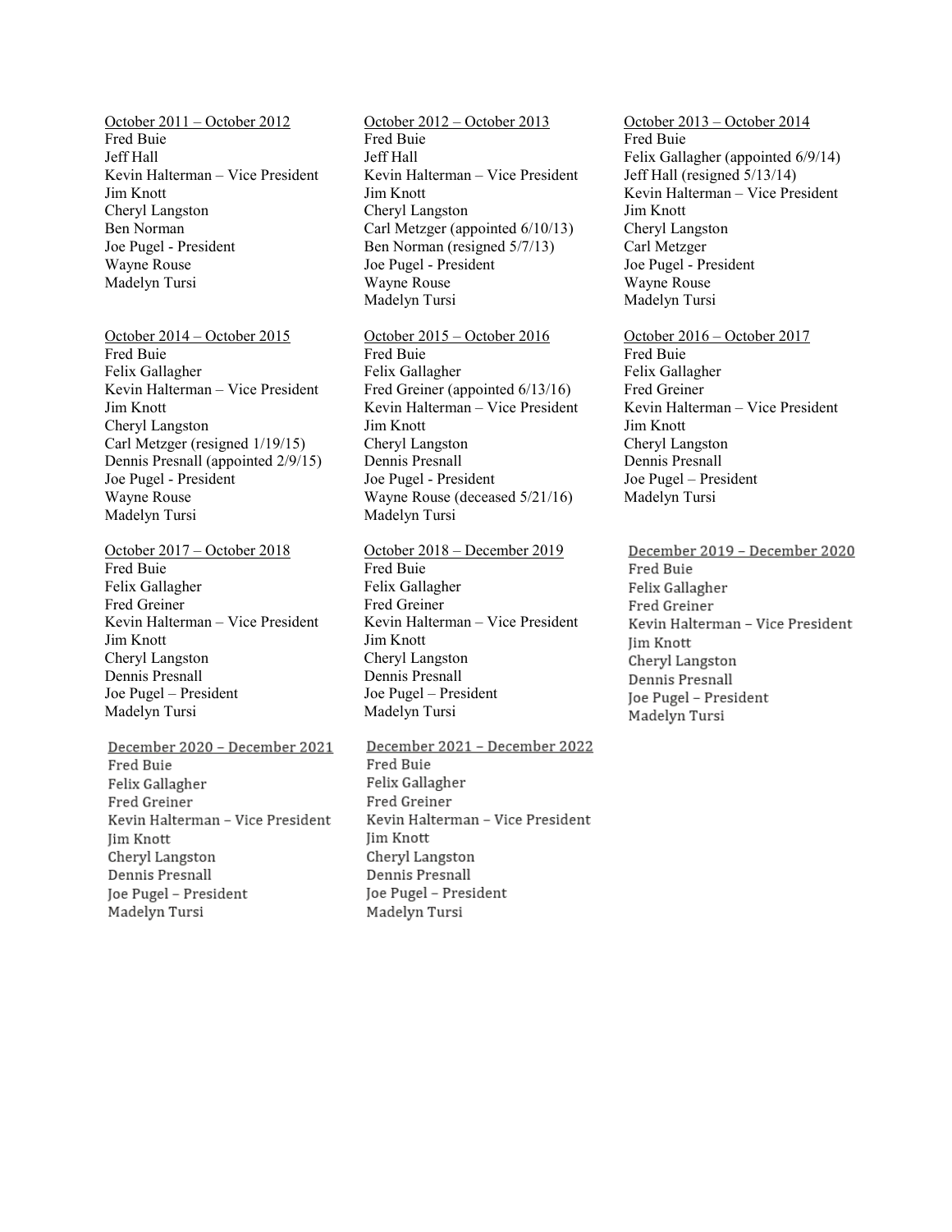<u>October 2011 – October 2012</u>
Fred Buie
Jeff Hall
Kevin Halterman – Vice President
Jim Knott
Cheryl Langston
Ben Norman
Joe Pugel - President
Wayne Rouse
Madelyn Tursi

<u>October 2012 – October 2013</u>
Fred Buie
Jeff Hall
Kevin Halterman – Vice President
Jim Knott
Cheryl Langston
Carl Metzger (appointed 6/10/13)
Ben Norman (resigned 5/7/13)
Joe Pugel - President
Wayne Rouse
Madelyn Tursi

<u>October 2013 – October 2014</u>
Fred Buie
Felix Gallagher (appointed 6/9/14)
Jeff Hall (resigned 5/13/14)
Kevin Halterman – Vice President
Jim Knott
Cheryl Langston
Carl Metzger
Joe Pugel - President
Wayne Rouse
Madelyn Tursi

<u>October 2014 – October 2015</u>
Fred Buie
Felix Gallagher
Kevin Halterman – Vice President
Jim Knott
Cheryl Langston
Carl Metzger (resigned 1/19/15)
Dennis Presnall (appointed 2/9/15)
Joe Pugel - President
Wayne Rouse
Madelyn Tursi

<u>October 2015 – October 2016</u>
Fred Buie
Felix Gallagher
Fred Greiner (appointed 6/13/16)
Kevin Halterman – Vice President
Jim Knott
Cheryl Langston
Dennis Presnall
Joe Pugel - President
Wayne Rouse (deceased 5/21/16)
Madelyn Tursi

<u>October 2016 – October 2017</u>
Fred Buie
Felix Gallagher
Fred Greiner
Kevin Halterman – Vice President
Jim Knott
Cheryl Langston
Dennis Presnall
Joe Pugel – President
Madelyn Tursi

<u>October 2017 – October 2018</u>
Fred Buie
Felix Gallagher
Fred Greiner
Kevin Halterman – Vice President
Jim Knott
Cheryl Langston
Dennis Presnall
Joe Pugel – President
Madelyn Tursi

<u>October 2018 – December 2019</u>
Fred Buie
Felix Gallagher
Fred Greiner
Kevin Halterman – Vice President
Jim Knott
Cheryl Langston
Dennis Presnall
Joe Pugel – President
Madelyn Tursi

<u>December 2019 – December 2020</u>
Fred Buie
Felix Gallagher
Fred Greiner
Kevin Halterman – Vice President
Jim Knott
Cheryl Langston
Dennis Presnall
Joe Pugel – President
Madelyn Tursi

<u>December 2020 – December 2021</u>
Fred Buie
Felix Gallagher
Fred Greiner
Kevin Halterman – Vice President
Jim Knott
Cheryl Langston
Dennis Presnall
Joe Pugel – President
Madelyn Tursi

<u>December 2021 – December 2022</u>
Fred Buie
Felix Gallagher
Fred Greiner
Kevin Halterman – Vice President
Jim Knott
Cheryl Langston
Dennis Presnall
Joe Pugel – President
Madelyn Tursi